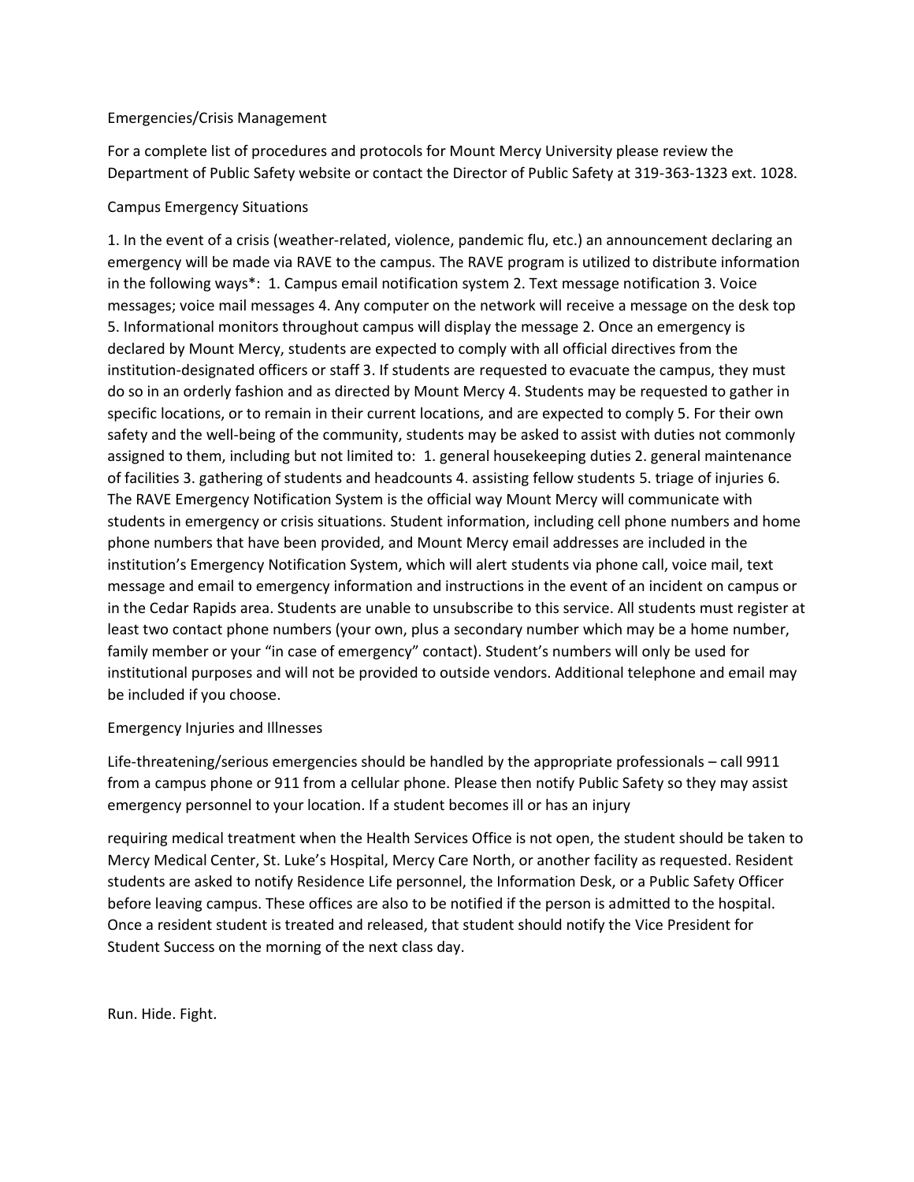## Emergencies/Crisis Management

For a complete list of procedures and protocols for Mount Mercy University please review the Department of Public Safety website or contact the Director of Public Safety at 319-363-1323 ext. 1028.

### Campus Emergency Situations

1. In the event of a crisis (weather-related, violence, pandemic flu, etc.) an announcement declaring an emergency will be made via RAVE to the campus. The RAVE program is utilized to distribute information in the following ways*: 1. Campus email notification system 2. Text message notification 3. Voice messages; voice mail messages 4. Any computer on the network will receive a message on the desk top 5. Informational monitors throughout campus will display the message 2. Once an emergency is declared by Mount Mercy, students are expected to comply with all official directives from the institution-designated officers or staff 3. If students are requested to evacuate the campus, they must do so in an orderly fashion and as directed by Mount Mercy 4. Students may be requested to gather in specific locations, or to remain in their current locations, and are expected to comply 5. For their own safety and the well-being of the community, students may be asked to assist with duties not commonly assigned to them, including but not limited to: 1. general housekeeping duties 2. general maintenance of facilities 3. gathering of students and headcounts 4. assisting fellow students 5. triage of injuries 6. The RAVE Emergency Notification System is the official way Mount Mercy will communicate with students in emergency or crisis situations. Student information, including cell phone numbers and home phone numbers that have been provided, and Mount Mercy email addresses are included in the institution's Emergency Notification System, which will alert students via phone call, voice mail, text message and email to emergency information and instructions in the event of an incident on campus or in the Cedar Rapids area. Students are unable to unsubscribe to this service. All students must register at least two contact phone numbers (your own, plus a secondary number which may be a home number, family member or your "in case of emergency" contact). Student's numbers will only be used for institutional purposes and will not be provided to outside vendors. Additional telephone and email may be included if you choose.

### Emergency Injuries and Illnesses

Life-threatening/serious emergencies should be handled by the appropriate professionals – call 9911 from a campus phone or 911 from a cellular phone. Please then notify Public Safety so they may assist emergency personnel to your location. If a student becomes ill or has an injury

requiring medical treatment when the Health Services Office is not open, the student should be taken to Mercy Medical Center, St. Luke's Hospital, Mercy Care North, or another facility as requested. Resident students are asked to notify Residence Life personnel, the Information Desk, or a Public Safety Officer before leaving campus. These offices are also to be notified if the person is admitted to the hospital. Once a resident student is treated and released, that student should notify the Vice President for Student Success on the morning of the next class day.

### Run. Hide. Fight.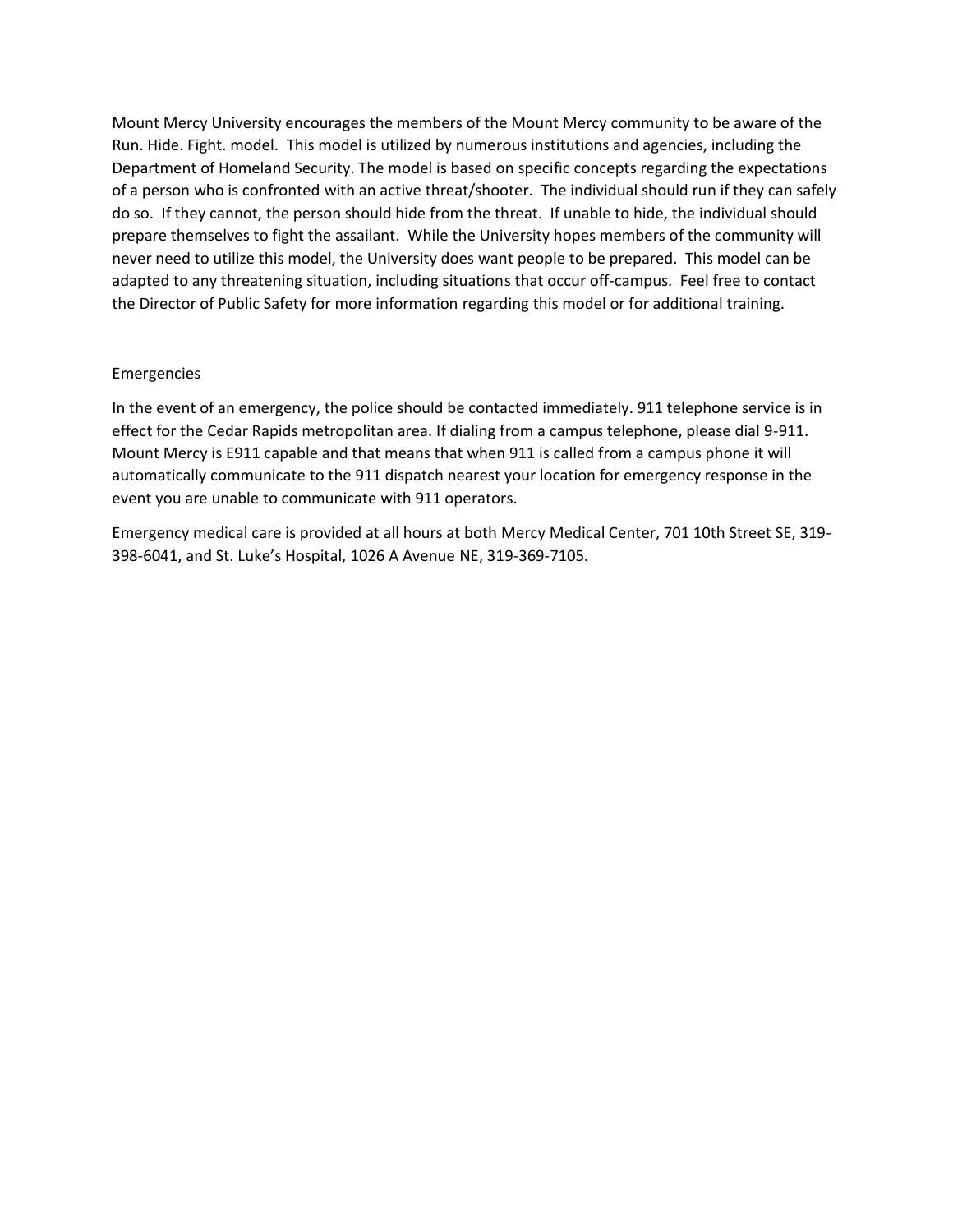Mount Mercy University encourages the members of the Mount Mercy community to be aware of the Run. Hide. Fight. model. This model is utilized by numerous institutions and agencies, including the Department of Homeland Security. The model is based on specific concepts regarding the expectations of a person who is confronted with an active threat/shooter. The individual should run if they can safely do so. If they cannot, the person should hide from the threat. If unable to hide, the individual should prepare themselves to fight the assailant. While the University hopes members of the community will never need to utilize this model, the University does want people to be prepared. This model can be adapted to any threatening situation, including situations that occur off-campus. Feel free to contact the Director of Public Safety for more information regarding this model or for additional training.

## Emergencies

In the event of an emergency, the police should be contacted immediately. 911 telephone service is in effect for the Cedar Rapids metropolitan area. If dialing from a campus telephone, please dial 9-911. Mount Mercy is E911 capable and that means that when 911 is called from a campus phone it will automatically communicate to the 911 dispatch nearest your location for emergency response in the event you are unable to communicate with 911 operators.

Emergency medical care is provided at all hours at both Mercy Medical Center, 701 10th Street SE, 319-398-6041, and St. Luke's Hospital, 1026 A Avenue NE, 319-369-7105.